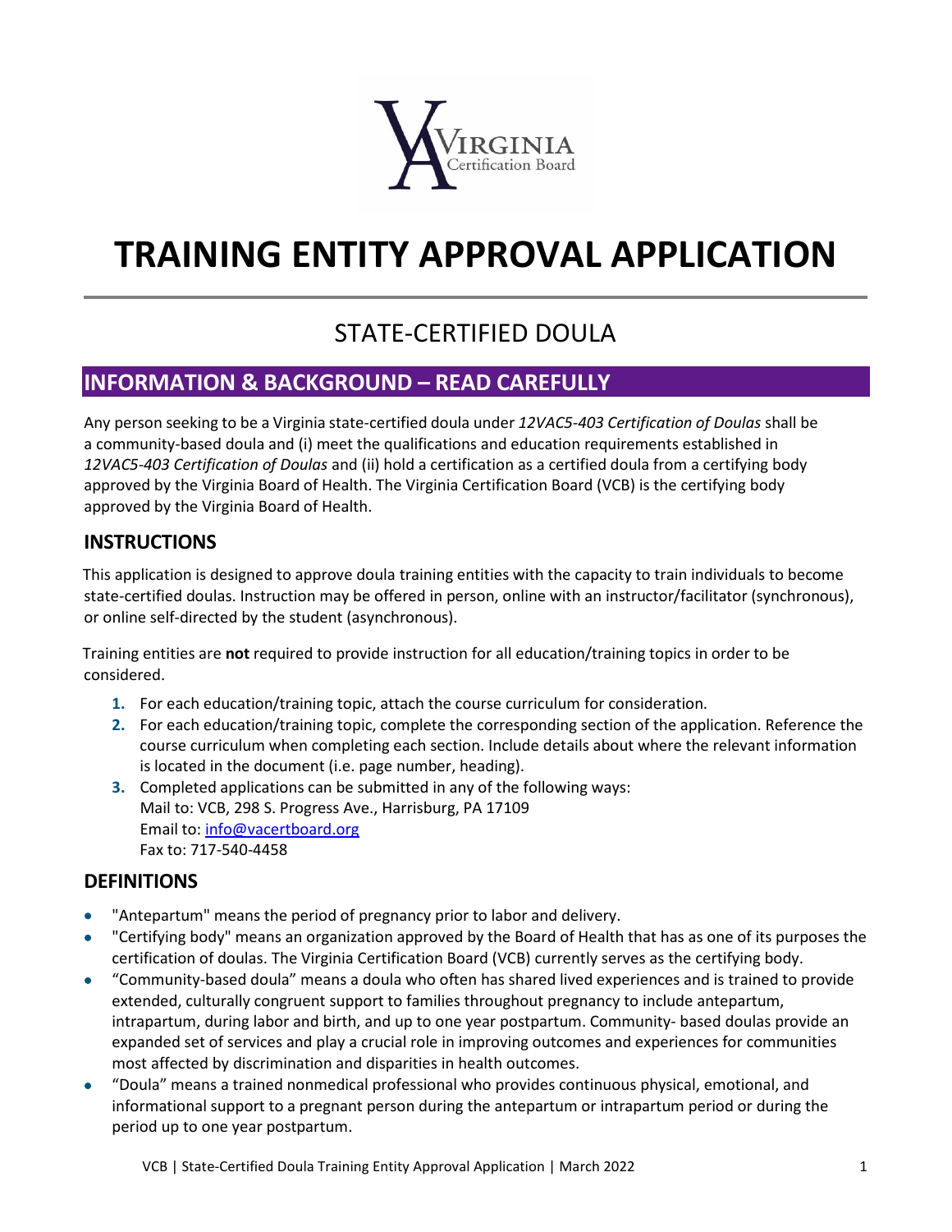# TRAINING ENTITY APPROVAL APPLICATION

## STATE-CERTIFIED DOULA

## INFORMATION & BACKGROUND – READ CAREFULLY

Any person seeking to be a Virginia state-certified doula under *12VAC5-403 Certification of Doulas* shall be a community-based doula and (i) meet the qualifications and education requirements established in *12VAC5-403 Certification of Doulas* and (ii) hold a certification as a certified doula from a certifying body approved by the Virginia Board of Health. The Virginia Certification Board (VCB) is the certifying body approved by the Virginia Board of Health.

### INSTRUCTIONS

This application is designed to approve doula training entities with the capacity to train individuals to become state-certified doulas. Instruction may be offered in person, online with an instructor/facilitator (synchronous), or online self-directed by the student (asynchronous).

Training entities are **not** required to provide instruction for all education/training topics in order to be considered.

1. For each education/training topic, attach the course curriculum for consideration.
2. For each education/training topic, complete the corresponding section of the application. Reference the course curriculum when completing each section. Include details about where the relevant information is located in the document (i.e. page number, heading).
3. Completed applications can be submitted in any of the following ways:
   Mail to: VCB, 298 S. Progress Ave., Harrisburg, PA 17109
   Email to: info@vacertboard.org
   Fax to: 717-540-4458

### DEFINITIONS

- "Antepartum" means the period of pregnancy prior to labor and delivery.
- "Certifying body" means an organization approved by the Board of Health that has as one of its purposes the certification of doulas. The Virginia Certification Board (VCB) currently serves as the certifying body.
- "Community-based doula" means a doula who often has shared lived experiences and is trained to provide extended, culturally congruent support to families throughout pregnancy to include antepartum, intrapartum, during labor and birth, and up to one year postpartum. Community- based doulas provide an expanded set of services and play a crucial role in improving outcomes and experiences for communities most affected by discrimination and disparities in health outcomes.
- "Doula" means a trained nonmedical professional who provides continuous physical, emotional, and informational support to a pregnant person during the antepartum or intrapartum period or during the period up to one year postpartum.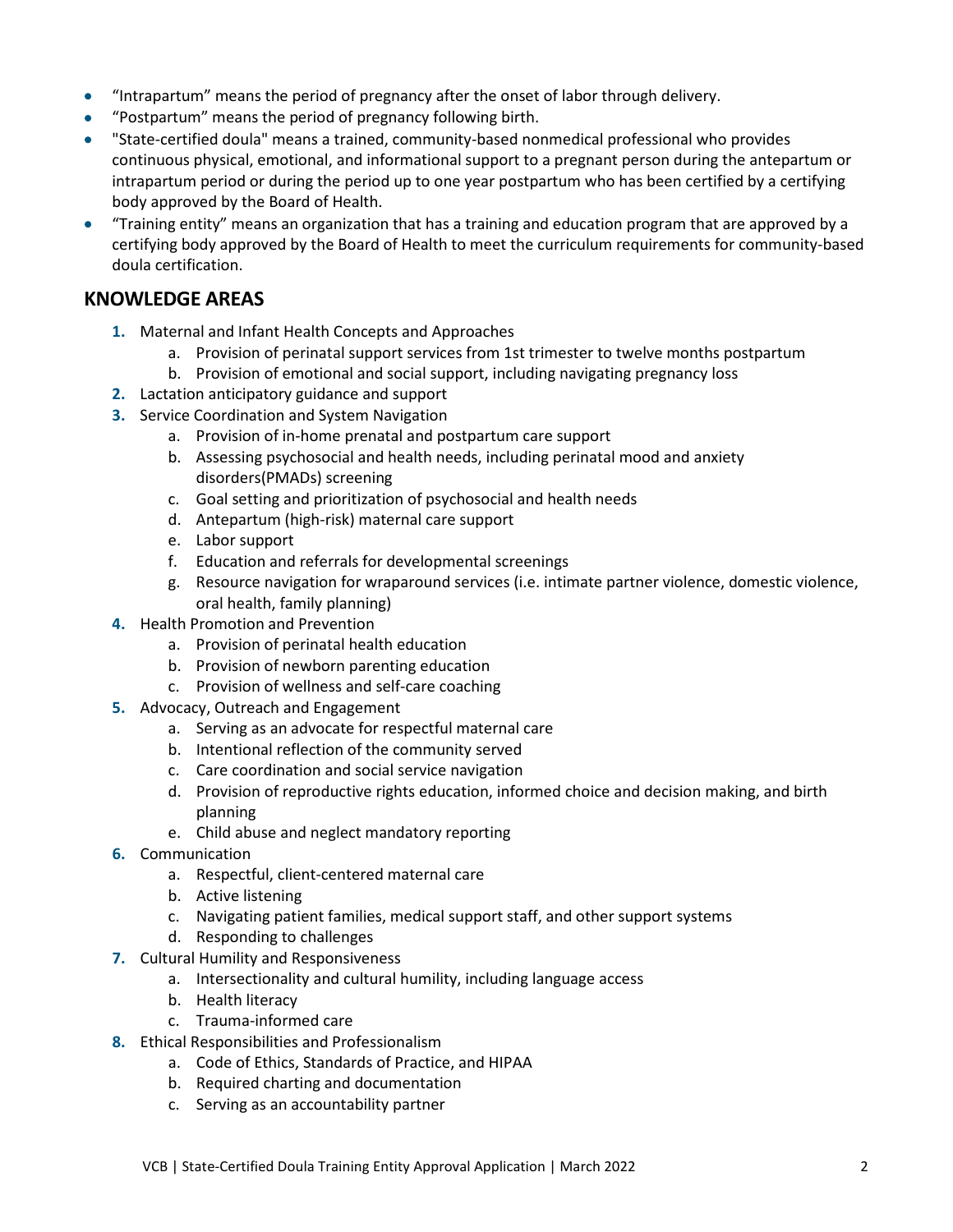- "Intrapartum" means the period of pregnancy after the onset of labor through delivery.
- "Postpartum" means the period of pregnancy following birth.
- "State-certified doula" means a trained, community-based nonmedical professional who provides continuous physical, emotional, and informational support to a pregnant person during the antepartum or intrapartum period or during the period up to one year postpartum who has been certified by a certifying body approved by the Board of Health.
- "Training entity" means an organization that has a training and education program that are approved by a certifying body approved by the Board of Health to meet the curriculum requirements for community-based doula certification.

## KNOWLEDGE AREAS

1. Maternal and Infant Health Concepts and Approaches
    a. Provision of perinatal support services from 1st trimester to twelve months postpartum
    b. Provision of emotional and social support, including navigating pregnancy loss
2. Lactation anticipatory guidance and support
3. Service Coordination and System Navigation
    a. Provision of in-home prenatal and postpartum care support
    b. Assessing psychosocial and health needs, including perinatal mood and anxiety disorders(PMADs) screening
    c. Goal setting and prioritization of psychosocial and health needs
    d. Antepartum (high-risk) maternal care support
    e. Labor support
    f. Education and referrals for developmental screenings
    g. Resource navigation for wraparound services (i.e. intimate partner violence, domestic violence, oral health, family planning)
4. Health Promotion and Prevention
    a. Provision of perinatal health education
    b. Provision of newborn parenting education
    c. Provision of wellness and self-care coaching
5. Advocacy, Outreach and Engagement
    a. Serving as an advocate for respectful maternal care
    b. Intentional reflection of the community served
    c. Care coordination and social service navigation
    d. Provision of reproductive rights education, informed choice and decision making, and birth planning
    e. Child abuse and neglect mandatory reporting
6. Communication
    a. Respectful, client-centered maternal care
    b. Active listening
    c. Navigating patient families, medical support staff, and other support systems
    d. Responding to challenges
7. Cultural Humility and Responsiveness
    a. Intersectionality and cultural humility, including language access
    b. Health literacy
    c. Trauma-informed care
8. Ethical Responsibilities and Professionalism
    a. Code of Ethics, Standards of Practice, and HIPAA
    b. Required charting and documentation
    c. Serving as an accountability partner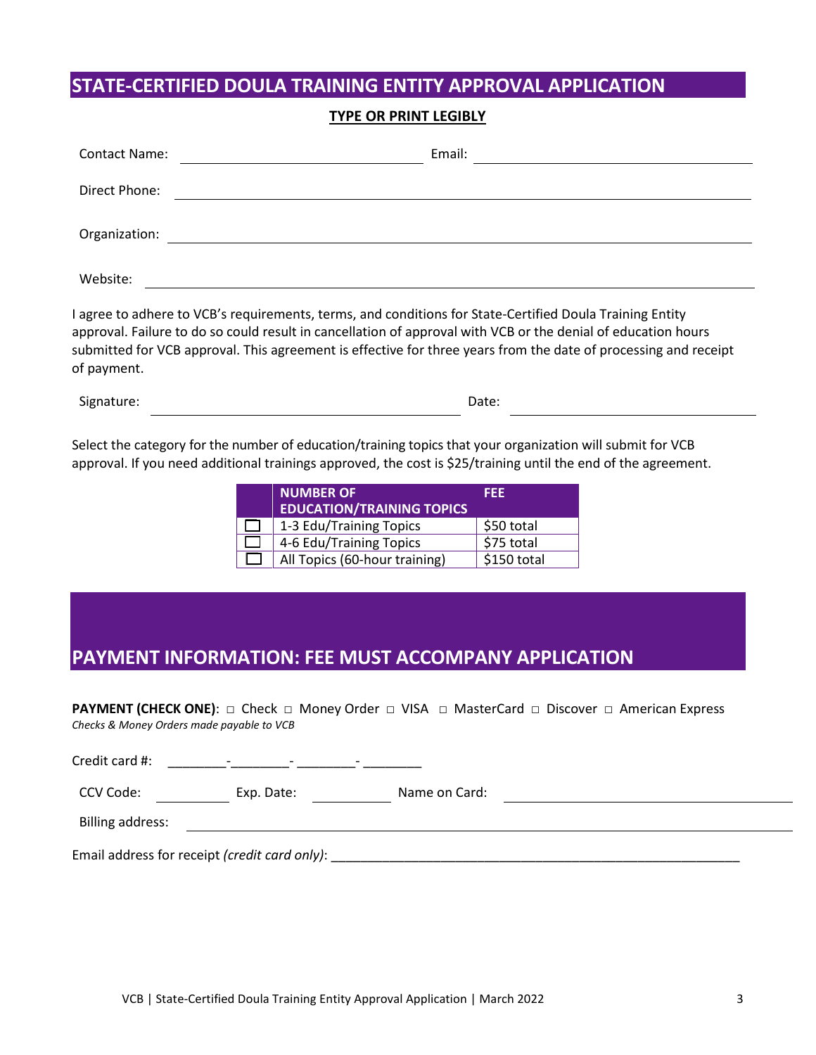## STATE-CERTIFIED DOULA TRAINING ENTITY APPROVAL APPLICATION

**TYPE OR PRINT LEGIBLY**

Contact Name: ______________________ Email: ______________________

Direct Phone: ______________________

Organization: ______________________

Website: ______________________

I agree to adhere to VCB's requirements, terms, and conditions for State-Certified Doula Training Entity approval. Failure to do so could result in cancellation of approval with VCB or the denial of education hours submitted for VCB approval. This agreement is effective for three years from the date of processing and receipt of payment.

Signature: ______________________ Date: ______________________

Select the category for the number of education/training topics that your organization will submit for VCB approval. If you need additional trainings approved, the cost is $25/training until the end of the agreement.

| | NUMBER OF EDUCATION/TRAINING TOPICS | FEE |
|---|---|---|
| ☐ | 1-3 Edu/Training Topics | $50 total |
| ☐ | 4-6 Edu/Training Topics | $75 total |
| ☐ | All Topics (60-hour training) | $150 total |

## PAYMENT INFORMATION: FEE MUST ACCOMPANY APPLICATION

**PAYMENT (CHECK ONE)**: □ Check □ Money Order □ VISA □ MasterCard □ Discover □ American Express

*Checks & Money Orders made payable to VCB*

Credit card #: ________-________- ________- ________

CCV Code: __________ Exp. Date: __________ Name on Card: ______________________

Billing address: ______________________

Email address for receipt *(credit card only)*: ______________________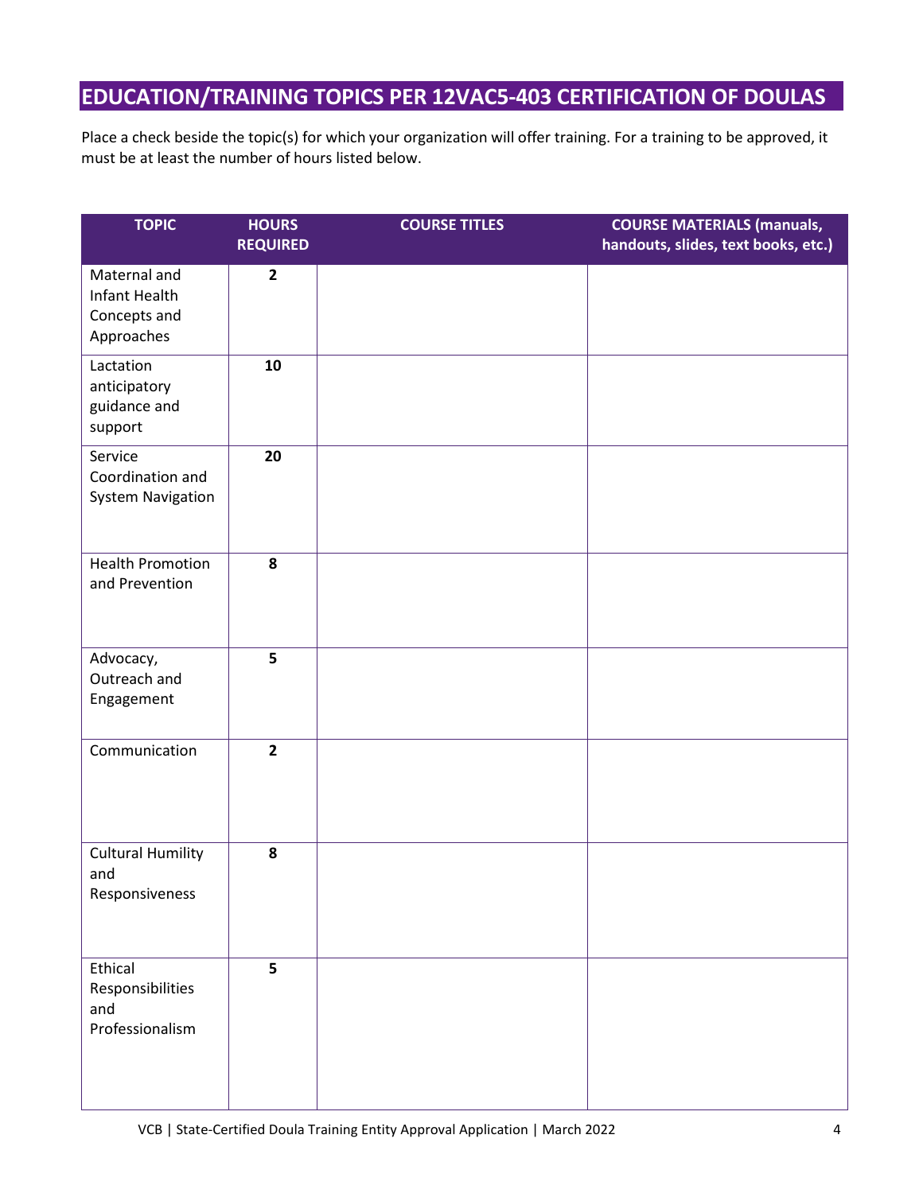## EDUCATION/TRAINING TOPICS PER 12VAC5-403 CERTIFICATION OF DOULAS

Place a check beside the topic(s) for which your organization will offer training. For a training to be approved, it must be at least the number of hours listed below.

| TOPIC | HOURS REQUIRED | COURSE TITLES | COURSE MATERIALS (manuals, handouts, slides, text books, etc.) |
|---|---|---|---|
| Maternal and Infant Health Concepts and Approaches | **2** | | |
| Lactation anticipatory guidance and support | **10** | | |
| Service Coordination and System Navigation | **20** | | |
| Health Promotion and Prevention | **8** | | |
| Advocacy, Outreach and Engagement | **5** | | |
| Communication | **2** | | |
| Cultural Humility and Responsiveness | **8** | | |
| Ethical Responsibilities and Professionalism | **5** | | |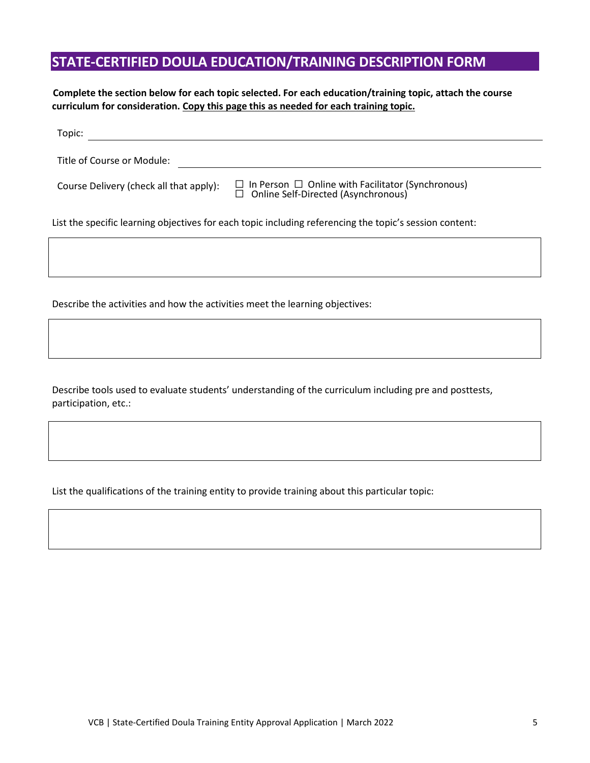## STATE-CERTIFIED DOULA EDUCATION/TRAINING DESCRIPTION FORM

**Complete the section below for each topic selected. For each education/training topic, attach the course curriculum for consideration. <u>Copy this page this as needed for each training topic.</u>**

Topic: ______________________________________________________________

Title of Course or Module: ______________________________________________________________

Course Delivery (check all that apply): ☐ In Person ☐ Online with Facilitator (Synchronous) ☐ Online Self-Directed (Asynchronous)

List the specific learning objectives for each topic including referencing the topic's session content:

| |
|---|
| |

Describe the activities and how the activities meet the learning objectives:

| |
|---|
| |

Describe tools used to evaluate students' understanding of the curriculum including pre and posttests, participation, etc.:

| |
|---|
| |

List the qualifications of the training entity to provide training about this particular topic:

| |
|---|
| |